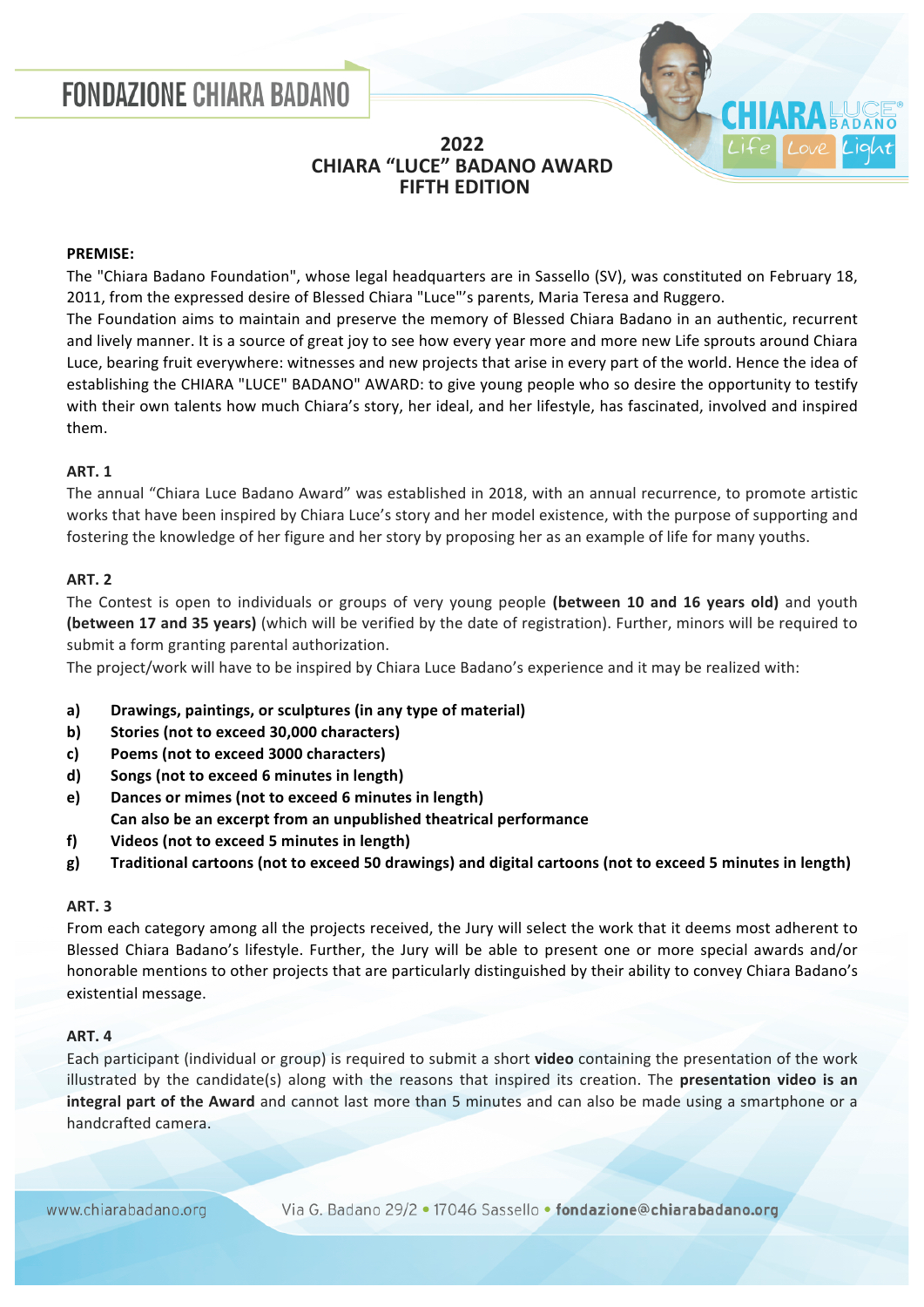# FONDAZIONE CHIARA BADANO

## 2022
## CHIARA "LUCE" BADANO AWARD
## FIFTH EDITION

**PREMISE:**

The "Chiara Badano Foundation", whose legal headquarters are in Sassello (SV), was constituted on February 18, 2011, from the expressed desire of Blessed Chiara "Luce"'s parents, Maria Teresa and Ruggero.

The Foundation aims to maintain and preserve the memory of Blessed Chiara Badano in an authentic, recurrent and lively manner. It is a source of great joy to see how every year more and more new Life sprouts around Chiara Luce, bearing fruit everywhere: witnesses and new projects that arise in every part of the world. Hence the idea of establishing the CHIARA "LUCE" BADANO" AWARD: to give young people who so desire the opportunity to testify with their own talents how much Chiara's story, her ideal, and her lifestyle, has fascinated, involved and inspired them.

**ART. 1**

The annual "Chiara Luce Badano Award" was established in 2018, with an annual recurrence, to promote artistic works that have been inspired by Chiara Luce's story and her model existence, with the purpose of supporting and fostering the knowledge of her figure and her story by proposing her as an example of life for many youths.

**ART. 2**

The Contest is open to individuals or groups of very young people **(between 10 and 16 years old)** and youth **(between 17 and 35 years)** (which will be verified by the date of registration). Further, minors will be required to submit a form granting parental authorization.

The project/work will have to be inspired by Chiara Luce Badano's experience and it may be realized with:

- **a) Drawings, paintings, or sculptures (in any type of material)**
- **b) Stories (not to exceed 30,000 characters)**
- **c) Poems (not to exceed 3000 characters)**
- **d) Songs (not to exceed 6 minutes in length)**
- **e) Dances or mimes (not to exceed 6 minutes in length)**
  **Can also be an excerpt from an unpublished theatrical performance**
- **f) Videos (not to exceed 5 minutes in length)**
- **g) Traditional cartoons (not to exceed 50 drawings) and digital cartoons (not to exceed 5 minutes in length)**

**ART. 3**

From each category among all the projects received, the Jury will select the work that it deems most adherent to Blessed Chiara Badano's lifestyle. Further, the Jury will be able to present one or more special awards and/or honorable mentions to other projects that are particularly distinguished by their ability to convey Chiara Badano's existential message.

**ART. 4**

Each participant (individual or group) is required to submit a short **video** containing the presentation of the work illustrated by the candidate(s) along with the reasons that inspired its creation. The **presentation video is an integral part of the Award** and cannot last more than 5 minutes and can also be made using a smartphone or a handcrafted camera.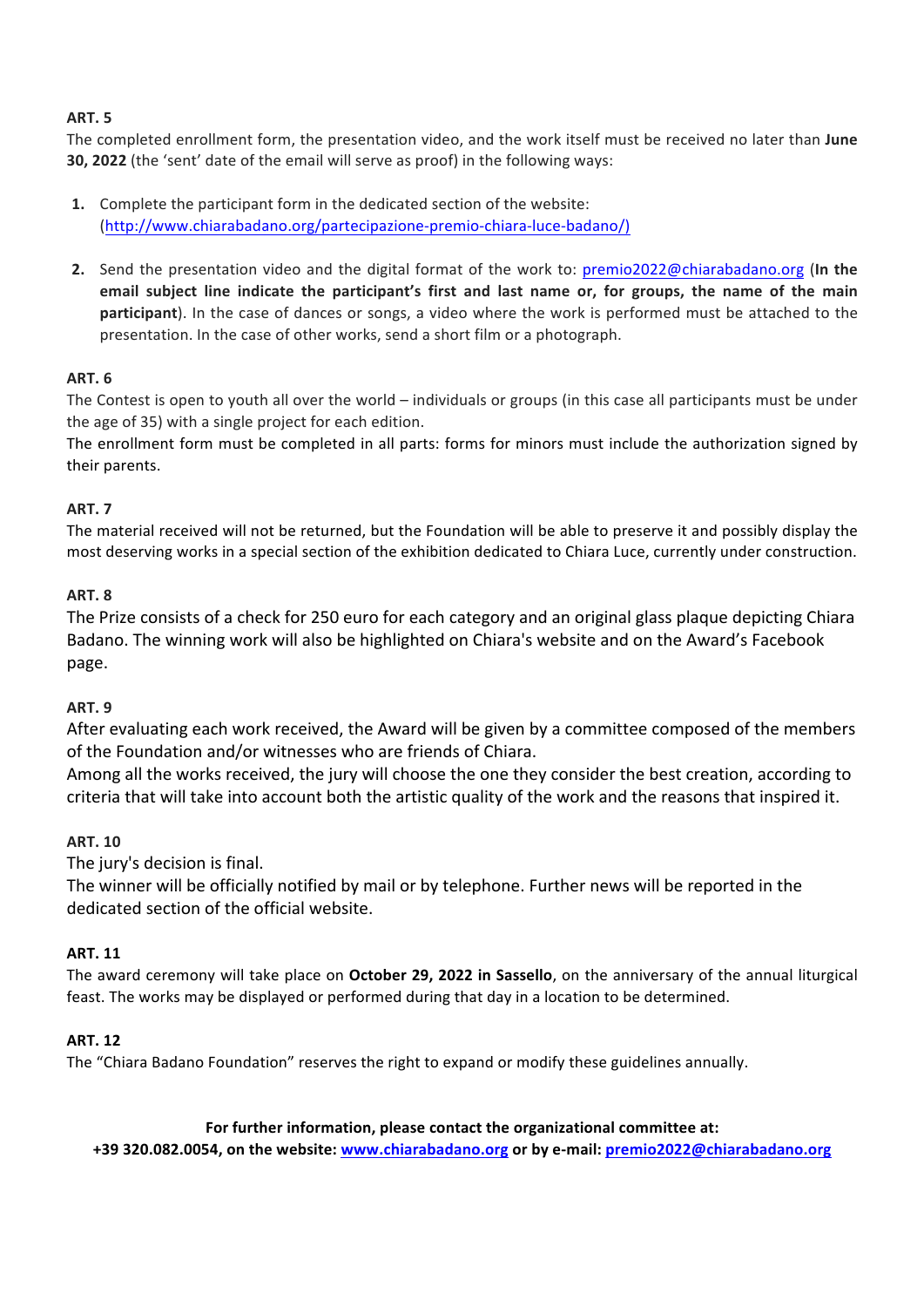**ART. 5**

The completed enrollment form, the presentation video, and the work itself must be received no later than **June 30, 2022** (the 'sent' date of the email will serve as proof) in the following ways:

1. Complete the participant form in the dedicated section of the website: (http://www.chiarabadano.org/partecipazione-premio-chiara-luce-badano/)

2. Send the presentation video and the digital format of the work to: premio2022@chiarabadano.org (**In the email subject line indicate the participant's first and last name or, for groups, the name of the main participant**). In the case of dances or songs, a video where the work is performed must be attached to the presentation. In the case of other works, send a short film or a photograph.

**ART. 6**

The Contest is open to youth all over the world – individuals or groups (in this case all participants must be under the age of 35) with a single project for each edition.

The enrollment form must be completed in all parts: forms for minors must include the authorization signed by their parents.

**ART. 7**

The material received will not be returned, but the Foundation will be able to preserve it and possibly display the most deserving works in a special section of the exhibition dedicated to Chiara Luce, currently under construction.

**ART. 8**

The Prize consists of a check for 250 euro for each category and an original glass plaque depicting Chiara Badano. The winning work will also be highlighted on Chiara's website and on the Award's Facebook page.

**ART. 9**

After evaluating each work received, the Award will be given by a committee composed of the members of the Foundation and/or witnesses who are friends of Chiara.

Among all the works received, the jury will choose the one they consider the best creation, according to criteria that will take into account both the artistic quality of the work and the reasons that inspired it.

**ART. 10**

The jury's decision is final.

The winner will be officially notified by mail or by telephone. Further news will be reported in the dedicated section of the official website.

**ART. 11**

The award ceremony will take place on **October 29, 2022 in Sassello**, on the anniversary of the annual liturgical feast. The works may be displayed or performed during that day in a location to be determined.

**ART. 12**

The "Chiara Badano Foundation" reserves the right to expand or modify these guidelines annually.

**For further information, please contact the organizational committee at:**
**+39 320.082.0054, on the website: www.chiarabadano.org or by e-mail: premio2022@chiarabadano.org**